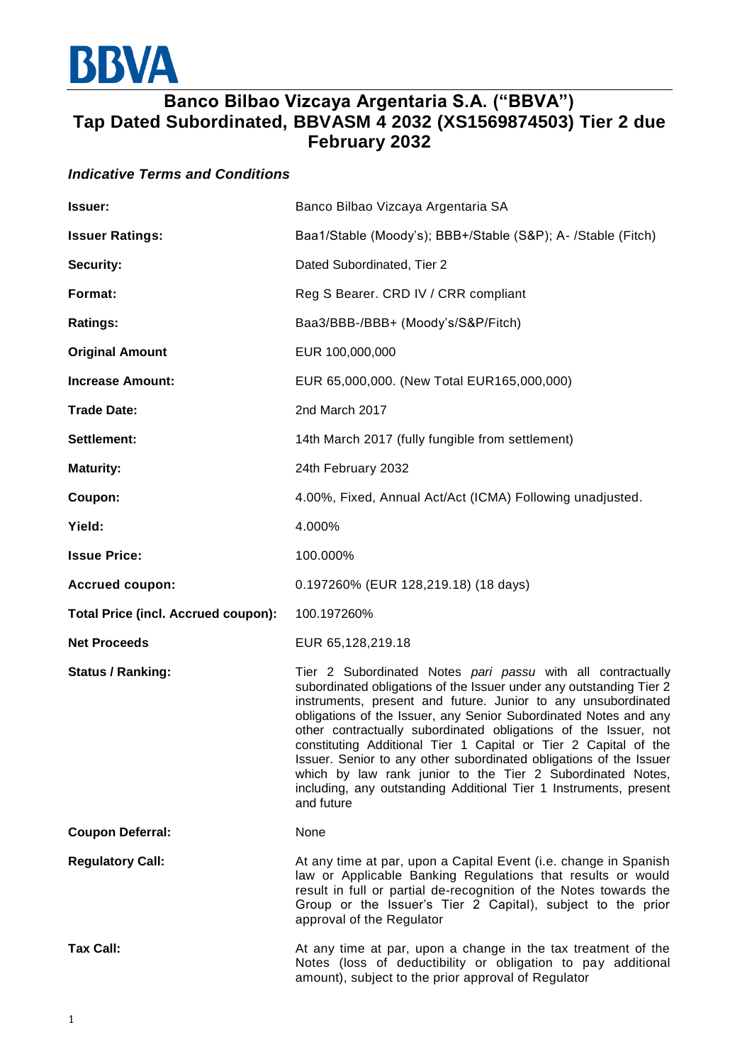BBVA

# Banco Bilbao Vizcaya Argentaria S.A. ("BBVA")
# Tap Dated Subordinated, BBVASM 4 2032 (XS1569874503) Tier 2 due February 2032

## *Indicative Terms and Conditions*

| | |
|---|---|
| **Issuer:** | Banco Bilbao Vizcaya Argentaria SA |
| **Issuer Ratings:** | Baa1/Stable (Moody's); BBB+/Stable (S&P); A- /Stable (Fitch) |
| **Security:** | Dated Subordinated, Tier 2 |
| **Format:** | Reg S Bearer. CRD IV / CRR compliant |
| **Ratings:** | Baa3/BBB-/BBB+ (Moody's/S&P/Fitch) |
| **Original Amount** | EUR 100,000,000 |
| **Increase Amount:** | EUR 65,000,000. (New Total EUR165,000,000) |
| **Trade Date:** | 2nd March 2017 |
| **Settlement:** | 14th March 2017 (fully fungible from settlement) |
| **Maturity:** | 24th February 2032 |
| **Coupon:** | 4.00%, Fixed, Annual Act/Act (ICMA) Following unadjusted. |
| **Yield:** | 4.000% |
| **Issue Price:** | 100.000% |
| **Accrued coupon:** | 0.197260% (EUR 128,219.18) (18 days) |
| **Total Price (incl. Accrued coupon):** | 100.197260% |
| **Net Proceeds** | EUR 65,128,219.18 |
| **Status / Ranking:** | Tier 2 Subordinated Notes *pari passu* with all contractually subordinated obligations of the Issuer under any outstanding Tier 2 instruments, present and future. Junior to any unsubordinated obligations of the Issuer, any Senior Subordinated Notes and any other contractually subordinated obligations of the Issuer, not constituting Additional Tier 1 Capital or Tier 2 Capital of the Issuer. Senior to any other subordinated obligations of the Issuer which by law rank junior to the Tier 2 Subordinated Notes, including, any outstanding Additional Tier 1 Instruments, present and future |
| **Coupon Deferral:** | None |
| **Regulatory Call:** | At any time at par, upon a Capital Event (i.e. change in Spanish law or Applicable Banking Regulations that results or would result in full or partial de-recognition of the Notes towards the Group or the Issuer's Tier 2 Capital), subject to the prior approval of the Regulator |
| **Tax Call:** | At any time at par, upon a change in the tax treatment of the Notes (loss of deductibility or obligation to pay additional amount), subject to the prior approval of Regulator |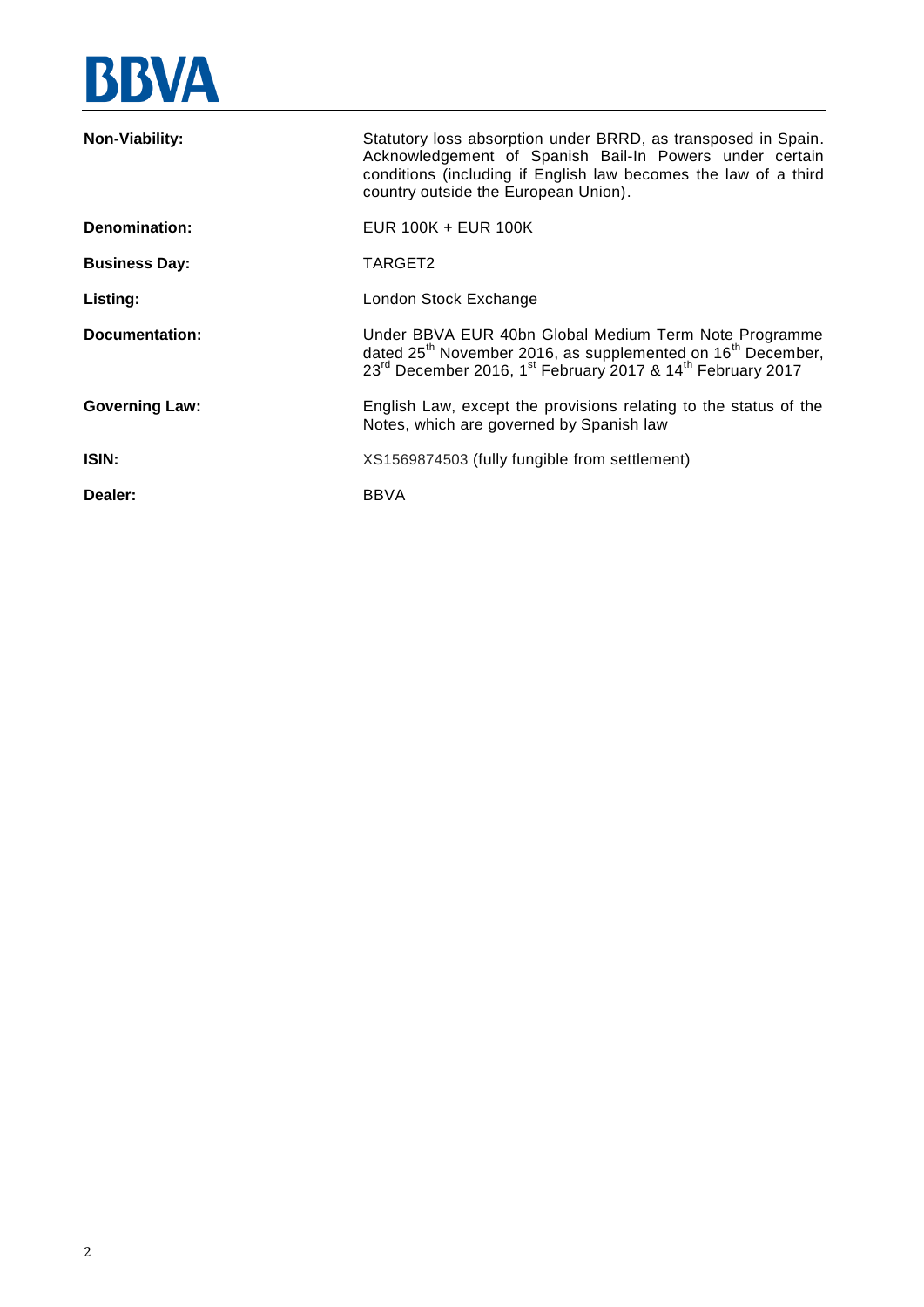| | |
|---|---|
| **Non-Viability:** | Statutory loss absorption under BRRD, as transposed in Spain. Acknowledgement of Spanish Bail-In Powers under certain conditions (including if English law becomes the law of a third country outside the European Union). |
| **Denomination:** | EUR 100K + EUR 100K |
| **Business Day:** | TARGET2 |
| **Listing:** | London Stock Exchange |
| **Documentation:** | Under BBVA EUR 40bn Global Medium Term Note Programme dated 25th November 2016, as supplemented on 16th December, 23rd December 2016, 1st February 2017 & 14th February 2017 |
| **Governing Law:** | English Law, except the provisions relating to the status of the Notes, which are governed by Spanish law |
| **ISIN:** | XS1569874503 (fully fungible from settlement) |
| **Dealer:** | BBVA |